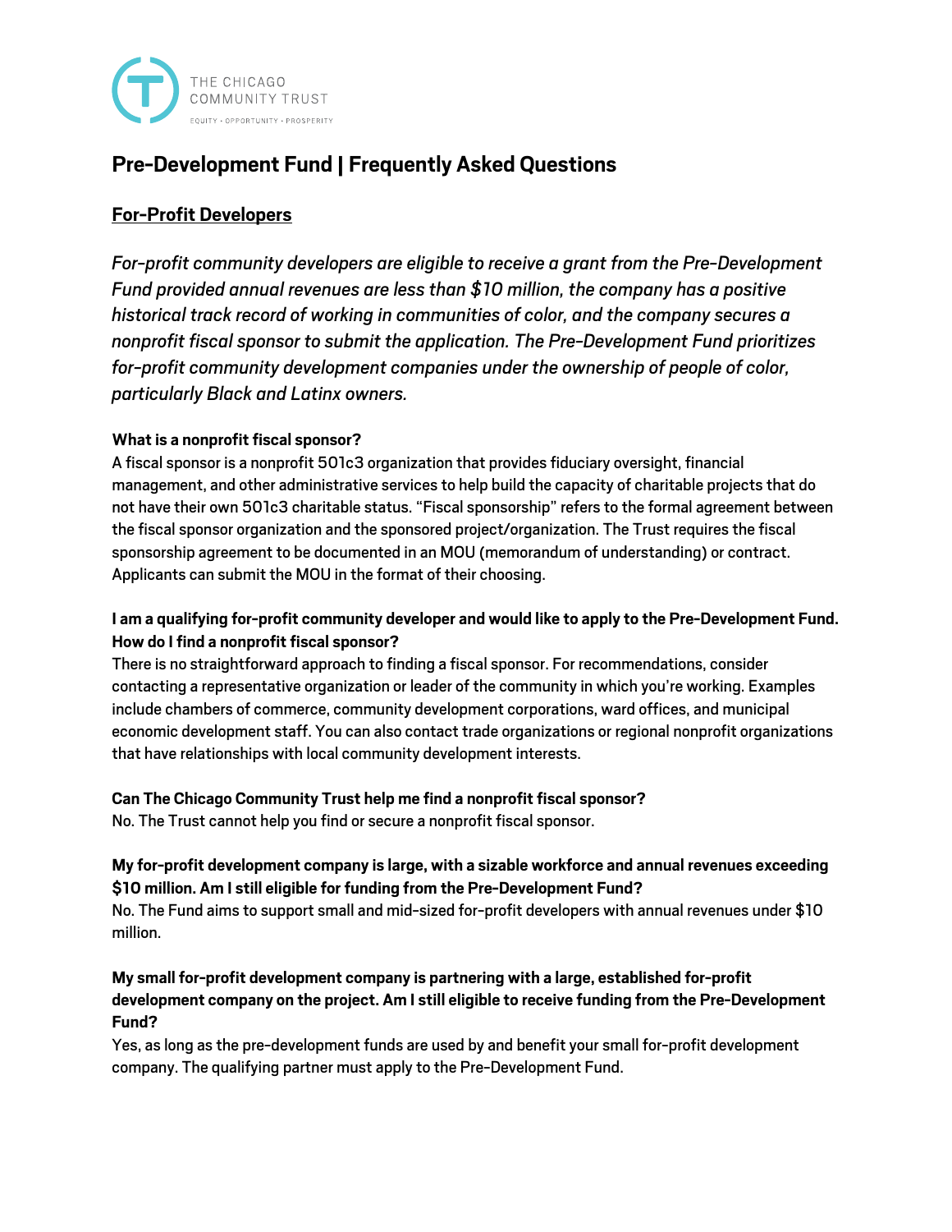THE CHICAGO COMMUNITY TRUST

EQUITY • OPPORTUNITY • PROSPERITY

# Pre-Development Fund | Frequently Asked Questions

## For-Profit Developers

*For-profit community developers are eligible to receive a grant from the Pre-Development Fund provided annual revenues are less than $10 million, the company has a positive historical track record of working in communities of color, and the company secures a nonprofit fiscal sponsor to submit the application. The Pre-Development Fund prioritizes for-profit community development companies under the ownership of people of color, particularly Black and Latinx owners.*

**What is a nonprofit fiscal sponsor?**
A fiscal sponsor is a nonprofit 501c3 organization that provides fiduciary oversight, financial management, and other administrative services to help build the capacity of charitable projects that do not have their own 501c3 charitable status. "Fiscal sponsorship" refers to the formal agreement between the fiscal sponsor organization and the sponsored project/organization. The Trust requires the fiscal sponsorship agreement to be documented in an MOU (memorandum of understanding) or contract. Applicants can submit the MOU in the format of their choosing.

**I am a qualifying for-profit community developer and would like to apply to the Pre-Development Fund. How do I find a nonprofit fiscal sponsor?**
There is no straightforward approach to finding a fiscal sponsor. For recommendations, consider contacting a representative organization or leader of the community in which you're working. Examples include chambers of commerce, community development corporations, ward offices, and municipal economic development staff. You can also contact trade organizations or regional nonprofit organizations that have relationships with local community development interests.

**Can The Chicago Community Trust help me find a nonprofit fiscal sponsor?**
No. The Trust cannot help you find or secure a nonprofit fiscal sponsor.

**My for-profit development company is large, with a sizable workforce and annual revenues exceeding $10 million. Am I still eligible for funding from the Pre-Development Fund?**
No. The Fund aims to support small and mid-sized for-profit developers with annual revenues under $10 million.

**My small for-profit development company is partnering with a large, established for-profit development company on the project. Am I still eligible to receive funding from the Pre-Development Fund?**
Yes, as long as the pre-development funds are used by and benefit your small for-profit development company. The qualifying partner must apply to the Pre-Development Fund.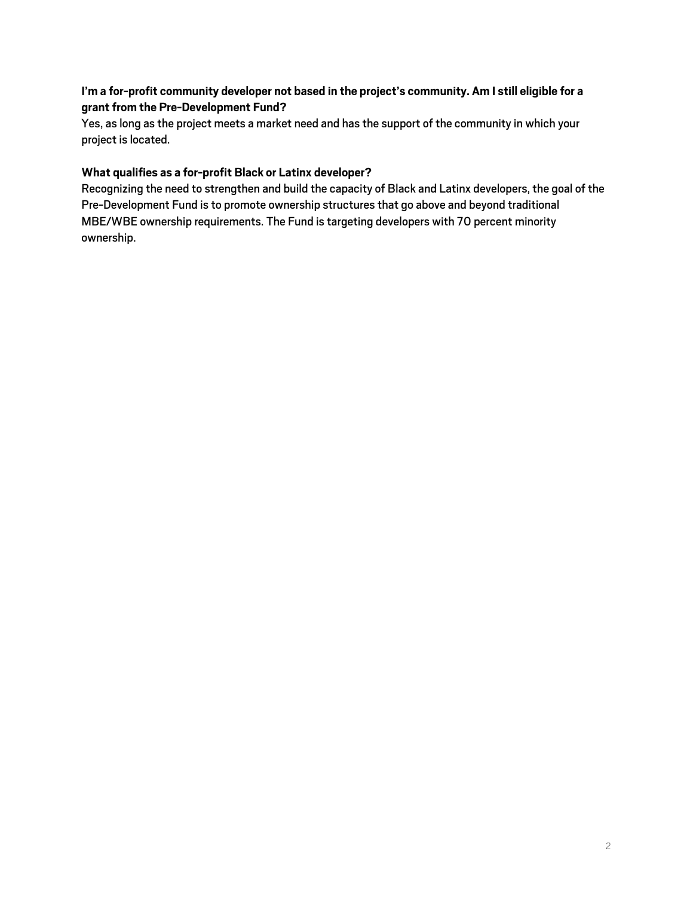**I'm a for-profit community developer not based in the project's community. Am I still eligible for a grant from the Pre-Development Fund?**

Yes, as long as the project meets a market need and has the support of the community in which your project is located.

**What qualifies as a for-profit Black or Latinx developer?**

Recognizing the need to strengthen and build the capacity of Black and Latinx developers, the goal of the Pre-Development Fund is to promote ownership structures that go above and beyond traditional MBE/WBE ownership requirements. The Fund is targeting developers with 70 percent minority ownership.